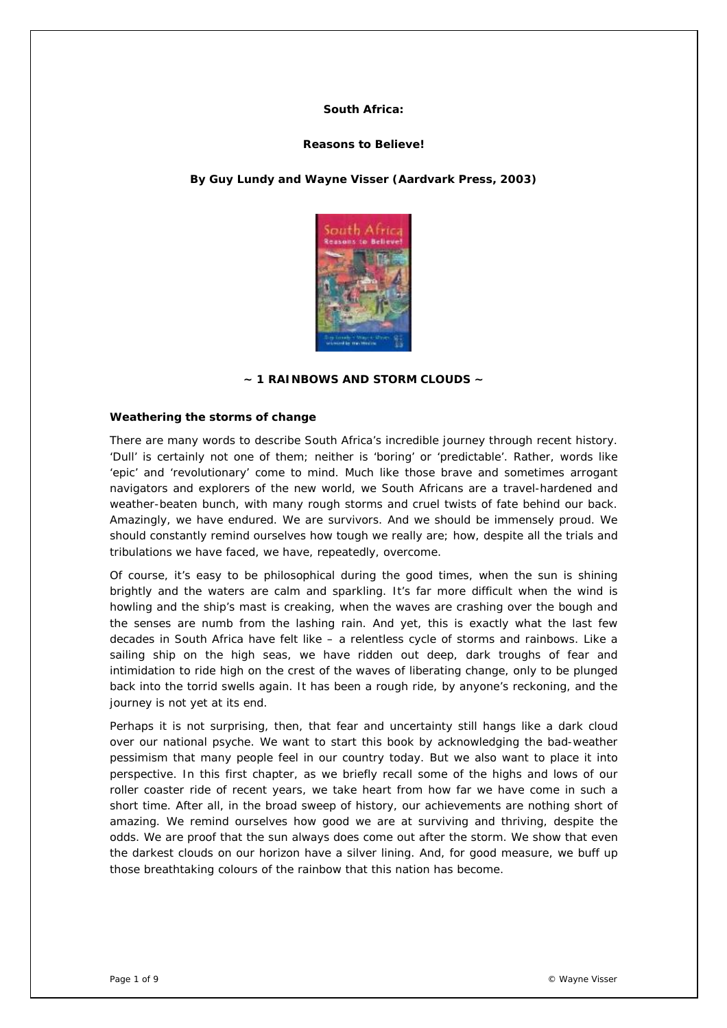**South Africa:**

**Reasons to Believe!**

**By Guy Lundy and Wayne Visser (Aardvark Press, 2003)**

## ~ 1 RAINBOWS AND STORM CLOUDS ~

### Weathering the storms of change

There are many words to describe South Africa's incredible journey through recent history. 'Dull' is certainly not one of them; neither is 'boring' or 'predictable'. Rather, words like 'epic' and 'revolutionary' come to mind. Much like those brave and sometimes arrogant navigators and explorers of the new world, we South Africans are a travel-hardened and weather-beaten bunch, with many rough storms and cruel twists of fate behind our back. Amazingly, we have endured. We are survivors. And we should be immensely proud. We should constantly remind ourselves how tough we really are; how, despite all the trials and tribulations we have faced, we have, repeatedly, overcome.

Of course, it's easy to be philosophical during the good times, when the sun is shining brightly and the waters are calm and sparkling. It's far more difficult when the wind is howling and the ship's mast is creaking, when the waves are crashing over the bough and the senses are numb from the lashing rain. And yet, this is exactly what the last few decades in South Africa have felt like – a relentless cycle of storms and rainbows. Like a sailing ship on the high seas, we have ridden out deep, dark troughs of fear and intimidation to ride high on the crest of the waves of liberating change, only to be plunged back into the torrid swells again. It has been a rough ride, by anyone's reckoning, and the journey is not yet at its end.

Perhaps it is not surprising, then, that fear and uncertainty still hangs like a dark cloud over our national psyche. We want to start this book by acknowledging the bad-weather pessimism that many people feel in our country today. But we also want to place it into perspective. In this first chapter, as we briefly recall some of the highs and lows of our roller coaster ride of recent years, we take heart from how far we have come in such a short time. After all, in the broad sweep of history, our achievements are nothing short of amazing. We remind ourselves how good we are at surviving and thriving, despite the odds. We are proof that the sun always does come out after the storm. We show that even the darkest clouds on our horizon have a silver lining. And, for good measure, we buff up those breathtaking colours of the rainbow that this nation has become.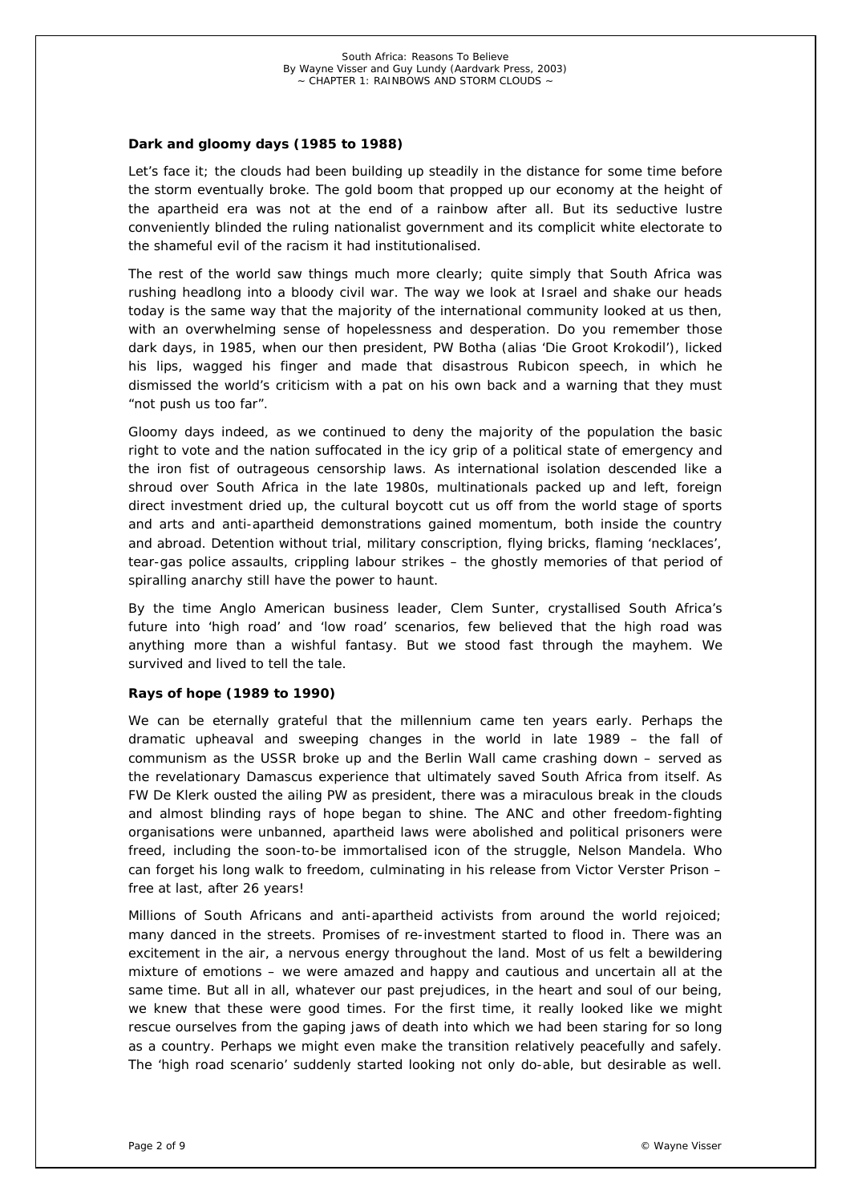**Dark and gloomy days (1985 to 1988)**

Let's face it; the clouds had been building up steadily in the distance for some time before the storm eventually broke. The gold boom that propped up our economy at the height of the apartheid era was not at the end of a rainbow after all. But its seductive lustre conveniently blinded the ruling nationalist government and its complicit white electorate to the shameful evil of the racism it had institutionalised.

The rest of the world saw things much more clearly; quite simply that South Africa was rushing headlong into a bloody civil war. The way we look at Israel and shake our heads today is the same way that the majority of the international community looked at us then, with an overwhelming sense of hopelessness and desperation. Do you remember those dark days, in 1985, when our then president, PW Botha (alias 'Die Groot Krokodil'), licked his lips, wagged his finger and made that disastrous Rubicon speech, in which he dismissed the world's criticism with a pat on his own back and a warning that they must "not push us too far".

Gloomy days indeed, as we continued to deny the majority of the population the basic right to vote and the nation suffocated in the icy grip of a political state of emergency and the iron fist of outrageous censorship laws. As international isolation descended like a shroud over South Africa in the late 1980s, multinationals packed up and left, foreign direct investment dried up, the cultural boycott cut us off from the world stage of sports and arts and anti-apartheid demonstrations gained momentum, both inside the country and abroad. Detention without trial, military conscription, flying bricks, flaming 'necklaces', tear-gas police assaults, crippling labour strikes – the ghostly memories of that period of spiralling anarchy still have the power to haunt.

By the time Anglo American business leader, Clem Sunter, crystallised South Africa's future into 'high road' and 'low road' scenarios, few believed that the high road was anything more than a wishful fantasy. But we stood fast through the mayhem. We survived and lived to tell the tale.

**Rays of hope (1989 to 1990)**

We can be eternally grateful that the millennium came ten years early. Perhaps the dramatic upheaval and sweeping changes in the world in late 1989 – the fall of communism as the USSR broke up and the Berlin Wall came crashing down – served as the revelationary Damascus experience that ultimately saved South Africa from itself. As FW De Klerk ousted the ailing PW as president, there was a miraculous break in the clouds and almost blinding rays of hope began to shine. The ANC and other freedom-fighting organisations were unbanned, apartheid laws were abolished and political prisoners were freed, including the soon-to-be immortalised icon of the struggle, Nelson Mandela. Who can forget his long walk to freedom, culminating in his release from Victor Verster Prison – free at last, after 26 years!

Millions of South Africans and anti-apartheid activists from around the world rejoiced; many danced in the streets. Promises of re-investment started to flood in. There was an excitement in the air, a nervous energy throughout the land. Most of us felt a bewildering mixture of emotions – we were amazed and happy and cautious and uncertain all at the same time. But all in all, whatever our past prejudices, in the heart and soul of our being, we knew that these were good times. For the first time, it really looked like we might rescue ourselves from the gaping jaws of death into which we had been staring for so long as a country. Perhaps we might even make the transition relatively peacefully and safely. The 'high road scenario' suddenly started looking not only do-able, but desirable as well.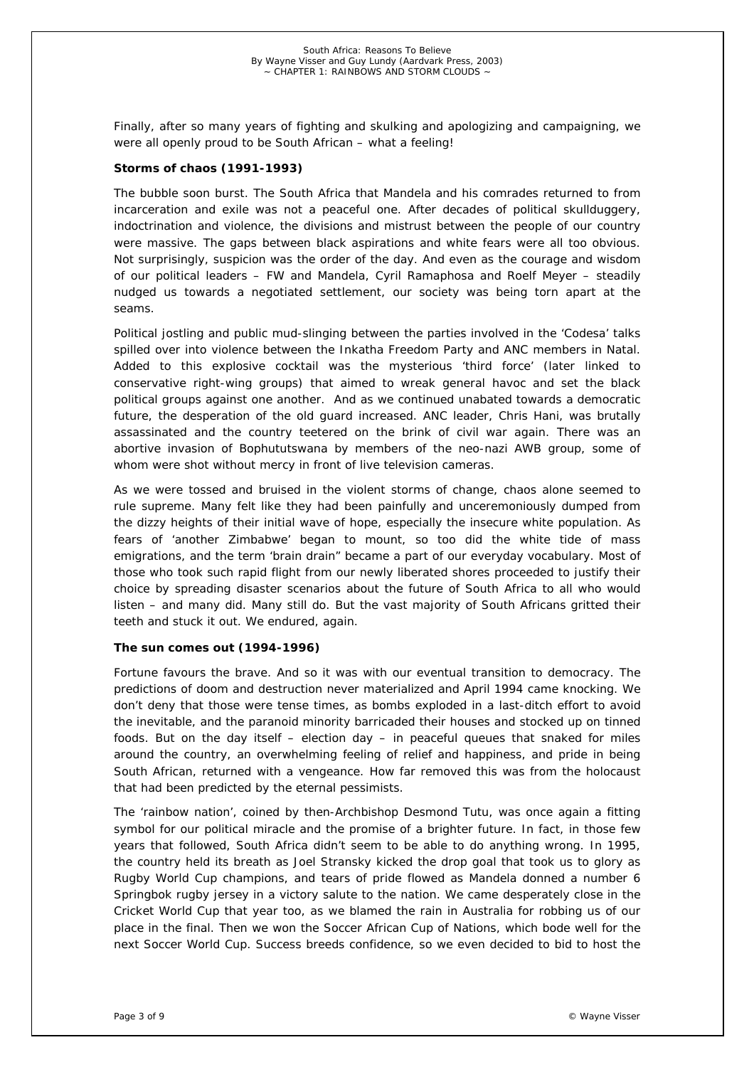Finally, after so many years of fighting and skulking and apologizing and campaigning, we were all openly proud to be South African – what a feeling!

**Storms of chaos (1991-1993)**

The bubble soon burst. The South Africa that Mandela and his comrades returned to from incarceration and exile was not a peaceful one. After decades of political skullduggery, indoctrination and violence, the divisions and mistrust between the people of our country were massive. The gaps between black aspirations and white fears were all too obvious. Not surprisingly, suspicion was the order of the day. And even as the courage and wisdom of our political leaders – FW and Mandela, Cyril Ramaphosa and Roelf Meyer – steadily nudged us towards a negotiated settlement, our society was being torn apart at the seams.

Political jostling and public mud-slinging between the parties involved in the 'Codesa' talks spilled over into violence between the Inkatha Freedom Party and ANC members in Natal. Added to this explosive cocktail was the mysterious 'third force' (later linked to conservative right-wing groups) that aimed to wreak general havoc and set the black political groups against one another. And as we continued unabated towards a democratic future, the desperation of the old guard increased. ANC leader, Chris Hani, was brutally assassinated and the country teetered on the brink of civil war again. There was an abortive invasion of Bophututswana by members of the neo-nazi AWB group, some of whom were shot without mercy in front of live television cameras.

As we were tossed and bruised in the violent storms of change, chaos alone seemed to rule supreme. Many felt like they had been painfully and unceremoniously dumped from the dizzy heights of their initial wave of hope, especially the insecure white population. As fears of 'another Zimbabwe' began to mount, so too did the white tide of mass emigrations, and the term 'brain drain" became a part of our everyday vocabulary. Most of those who took such rapid flight from our newly liberated shores proceeded to justify their choice by spreading disaster scenarios about the future of South Africa to all who would listen – and many did. Many still do. But the vast majority of South Africans gritted their teeth and stuck it out. We endured, again.

**The sun comes out (1994-1996)**

Fortune favours the brave. And so it was with our eventual transition to democracy. The predictions of doom and destruction never materialized and April 1994 came knocking. We don't deny that those were tense times, as bombs exploded in a last-ditch effort to avoid the inevitable, and the paranoid minority barricaded their houses and stocked up on tinned foods. But on the day itself – election day – in peaceful queues that snaked for miles around the country, an overwhelming feeling of relief and happiness, and pride in being South African, returned with a vengeance. How far removed this was from the holocaust that had been predicted by the eternal pessimists.

The 'rainbow nation', coined by then-Archbishop Desmond Tutu, was once again a fitting symbol for our political miracle and the promise of a brighter future. In fact, in those few years that followed, South Africa didn't seem to be able to do anything wrong. In 1995, the country held its breath as Joel Stransky kicked the drop goal that took us to glory as Rugby World Cup champions, and tears of pride flowed as Mandela donned a number 6 Springbok rugby jersey in a victory salute to the nation. We came desperately close in the Cricket World Cup that year too, as we blamed the rain in Australia for robbing us of our place in the final. Then we won the Soccer African Cup of Nations, which bode well for the next Soccer World Cup. Success breeds confidence, so we even decided to bid to host the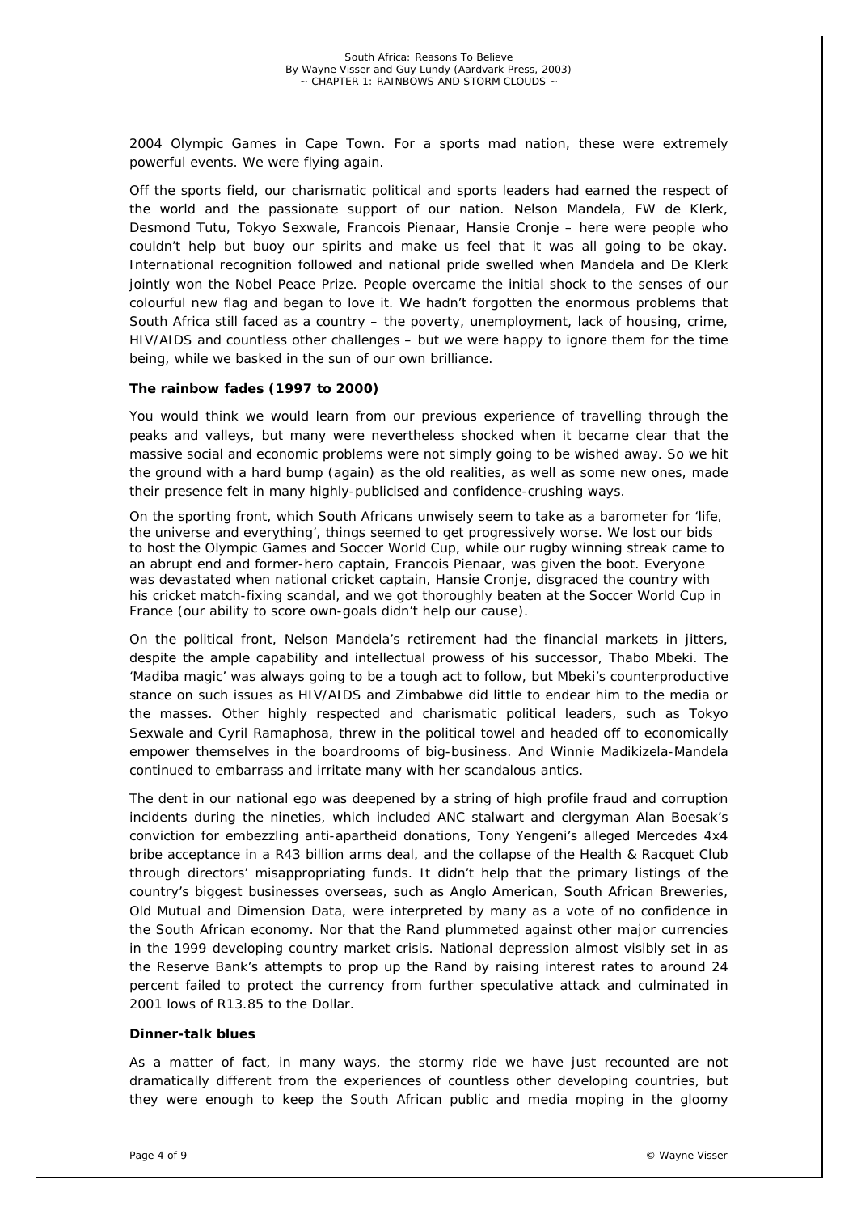2004 Olympic Games in Cape Town. For a sports mad nation, these were extremely powerful events. We were flying again.

Off the sports field, our charismatic political and sports leaders had earned the respect of the world and the passionate support of our nation. Nelson Mandela, FW de Klerk, Desmond Tutu, Tokyo Sexwale, Francois Pienaar, Hansie Cronje – here were people who couldn't help but buoy our spirits and make us feel that it was all going to be okay. International recognition followed and national pride swelled when Mandela and De Klerk jointly won the Nobel Peace Prize. People overcame the initial shock to the senses of our colourful new flag and began to love it. We hadn't forgotten the enormous problems that South Africa still faced as a country – the poverty, unemployment, lack of housing, crime, HIV/AIDS and countless other challenges – but we were happy to ignore them for the time being, while we basked in the sun of our own brilliance.

**The rainbow fades (1997 to 2000)**

You would think we would learn from our previous experience of travelling through the peaks and valleys, but many were nevertheless shocked when it became clear that the massive social and economic problems were not simply going to be wished away. So we hit the ground with a hard bump (again) as the old realities, as well as some new ones, made their presence felt in many highly-publicised and confidence-crushing ways.

On the sporting front, which South Africans unwisely seem to take as a barometer for 'life, the universe and everything', things seemed to get progressively worse. We lost our bids to host the Olympic Games and Soccer World Cup, while our rugby winning streak came to an abrupt end and former-hero captain, Francois Pienaar, was given the boot. Everyone was devastated when national cricket captain, Hansie Cronje, disgraced the country with his cricket match-fixing scandal, and we got thoroughly beaten at the Soccer World Cup in France (our ability to score own-goals didn't help our cause).

On the political front, Nelson Mandela's retirement had the financial markets in jitters, despite the ample capability and intellectual prowess of his successor, Thabo Mbeki. The 'Madiba magic' was always going to be a tough act to follow, but Mbeki's counterproductive stance on such issues as HIV/AIDS and Zimbabwe did little to endear him to the media or the masses. Other highly respected and charismatic political leaders, such as Tokyo Sexwale and Cyril Ramaphosa, threw in the political towel and headed off to economically empower themselves in the boardrooms of big-business. And Winnie Madikizela-Mandela continued to embarrass and irritate many with her scandalous antics.

The dent in our national ego was deepened by a string of high profile fraud and corruption incidents during the nineties, which included ANC stalwart and clergyman Alan Boesak's conviction for embezzling anti-apartheid donations, Tony Yengeni's alleged Mercedes 4x4 bribe acceptance in a R43 billion arms deal, and the collapse of the Health & Racquet Club through directors' misappropriating funds. It didn't help that the primary listings of the country's biggest businesses overseas, such as Anglo American, South African Breweries, Old Mutual and Dimension Data, were interpreted by many as a vote of no confidence in the South African economy. Nor that the Rand plummeted against other major currencies in the 1999 developing country market crisis. National depression almost visibly set in as the Reserve Bank's attempts to prop up the Rand by raising interest rates to around 24 percent failed to protect the currency from further speculative attack and culminated in 2001 lows of R13.85 to the Dollar.

**Dinner-talk blues**

As a matter of fact, in many ways, the stormy ride we have just recounted are not dramatically different from the experiences of countless other developing countries, but they were enough to keep the South African public and media moping in the gloomy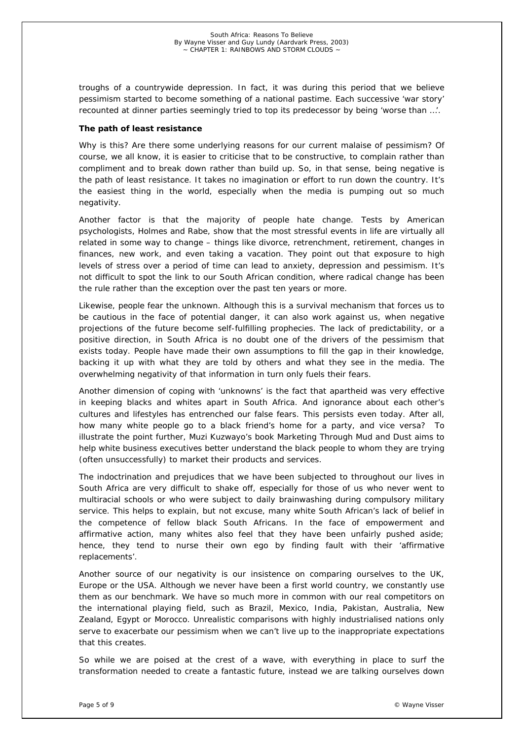troughs of a countrywide depression. In fact, it was during this period that we believe pessimism started to become something of a national pastime. Each successive 'war story' recounted at dinner parties seemingly tried to top its predecessor by being 'worse than …'.

**The path of least resistance**

Why is this? Are there some underlying reasons for our current malaise of pessimism? Of course, we all know, it is easier to criticise that to be constructive, to complain rather than compliment and to break down rather than build up. So, in that sense, being negative is the path of least resistance. It takes no imagination or effort to run down the country. It's the easiest thing in the world, especially when the media is pumping out so much negativity.

Another factor is that the majority of people hate change. Tests by American psychologists, Holmes and Rabe, show that the most stressful events in life are virtually all related in some way to change – things like divorce, retrenchment, retirement, changes in finances, new work, and even taking a vacation. They point out that exposure to high levels of stress over a period of time can lead to anxiety, depression and pessimism. It's not difficult to spot the link to our South African condition, where radical change has been the rule rather than the exception over the past ten years or more.

Likewise, people fear the unknown. Although this is a survival mechanism that forces us to be cautious in the face of potential danger, it can also work against us, when negative projections of the future become self-fulfilling prophecies. The lack of predictability, or a positive direction, in South Africa is no doubt one of the drivers of the pessimism that exists today. People have made their own assumptions to fill the gap in their knowledge, backing it up with what they are told by others and what they see in the media. The overwhelming negativity of that information in turn only fuels their fears.

Another dimension of coping with 'unknowns' is the fact that apartheid was very effective in keeping blacks and whites apart in South Africa. And ignorance about each other's cultures and lifestyles has entrenched our false fears. This persists even today. After all, how many white people go to a black friend's home for a party, and vice versa? To illustrate the point further, Muzi Kuzwayo's book Marketing Through Mud and Dust aims to help white business executives better understand the black people to whom they are trying (often unsuccessfully) to market their products and services.

The indoctrination and prejudices that we have been subjected to throughout our lives in South Africa are very difficult to shake off, especially for those of us who never went to multiracial schools or who were subject to daily brainwashing during compulsory military service. This helps to explain, but not excuse, many white South African's lack of belief in the competence of fellow black South Africans. In the face of empowerment and affirmative action, many whites also feel that they have been unfairly pushed aside; hence, they tend to nurse their own ego by finding fault with their 'affirmative replacements'.

Another source of our negativity is our insistence on comparing ourselves to the UK, Europe or the USA. Although we never have been a first world country, we constantly use them as our benchmark. We have so much more in common with our real competitors on the international playing field, such as Brazil, Mexico, India, Pakistan, Australia, New Zealand, Egypt or Morocco. Unrealistic comparisons with highly industrialised nations only serve to exacerbate our pessimism when we can't live up to the inappropriate expectations that this creates.

So while we are poised at the crest of a wave, with everything in place to surf the transformation needed to create a fantastic future, instead we are talking ourselves down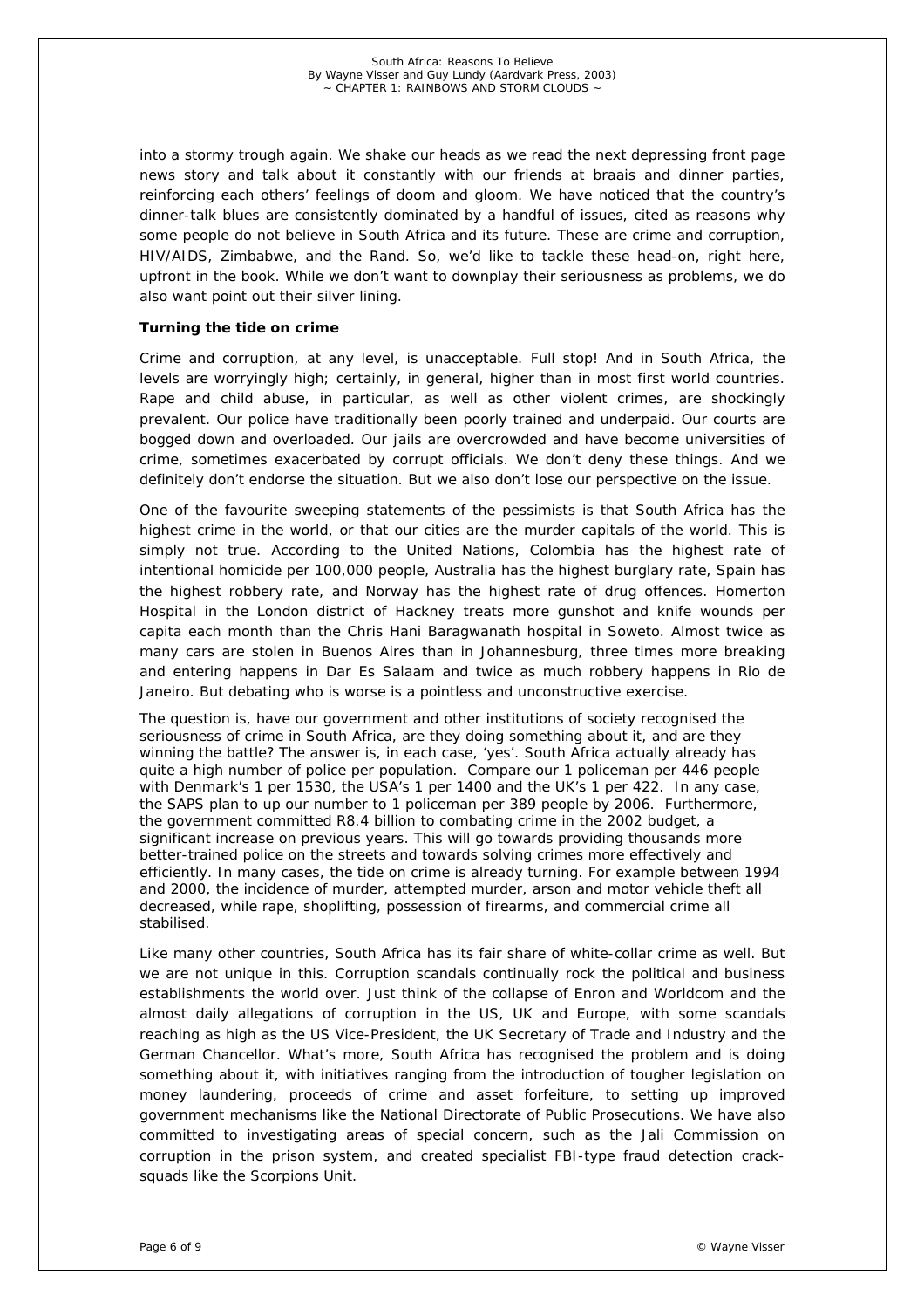into a stormy trough again. We shake our heads as we read the next depressing front page news story and talk about it constantly with our friends at braais and dinner parties, reinforcing each others' feelings of doom and gloom. We have noticed that the country's dinner-talk blues are consistently dominated by a handful of issues, cited as reasons why some people do not believe in South Africa and its future. These are crime and corruption, HIV/AIDS, Zimbabwe, and the Rand. So, we'd like to tackle these head-on, right here, upfront in the book. While we don't want to downplay their seriousness as problems, we do also want point out their silver lining.

**Turning the tide on crime**

Crime and corruption, at any level, is unacceptable. Full stop! And in South Africa, the levels are worryingly high; certainly, in general, higher than in most first world countries. Rape and child abuse, in particular, as well as other violent crimes, are shockingly prevalent. Our police have traditionally been poorly trained and underpaid. Our courts are bogged down and overloaded. Our jails are overcrowded and have become universities of crime, sometimes exacerbated by corrupt officials. We don't deny these things. And we definitely don't endorse the situation. But we also don't lose our perspective on the issue.

One of the favourite sweeping statements of the pessimists is that South Africa has the highest crime in the world, or that our cities are the murder capitals of the world. This is simply not true. According to the United Nations, Colombia has the highest rate of intentional homicide per 100,000 people, Australia has the highest burglary rate, Spain has the highest robbery rate, and Norway has the highest rate of drug offences. Homerton Hospital in the London district of Hackney treats more gunshot and knife wounds per capita each month than the Chris Hani Baragwanath hospital in Soweto. Almost twice as many cars are stolen in Buenos Aires than in Johannesburg, three times more breaking and entering happens in Dar Es Salaam and twice as much robbery happens in Rio de Janeiro. But debating who is worse is a pointless and unconstructive exercise.

The question is, have our government and other institutions of society recognised the seriousness of crime in South Africa, are they doing something about it, and are they winning the battle? The answer is, in each case, 'yes'. South Africa actually already has quite a high number of police per population. Compare our 1 policeman per 446 people with Denmark's 1 per 1530, the USA's 1 per 1400 and the UK's 1 per 422. In any case, the SAPS plan to up our number to 1 policeman per 389 people by 2006. Furthermore, the government committed R8.4 billion to combating crime in the 2002 budget, a significant increase on previous years. This will go towards providing thousands more better-trained police on the streets and towards solving crimes more effectively and efficiently. In many cases, the tide on crime is already turning. For example between 1994 and 2000, the incidence of murder, attempted murder, arson and motor vehicle theft all decreased, while rape, shoplifting, possession of firearms, and commercial crime all stabilised.

Like many other countries, South Africa has its fair share of white-collar crime as well. But we are not unique in this. Corruption scandals continually rock the political and business establishments the world over. Just think of the collapse of Enron and Worldcom and the almost daily allegations of corruption in the US, UK and Europe, with some scandals reaching as high as the US Vice-President, the UK Secretary of Trade and Industry and the German Chancellor. What's more, South Africa has recognised the problem and is doing something about it, with initiatives ranging from the introduction of tougher legislation on money laundering, proceeds of crime and asset forfeiture, to setting up improved government mechanisms like the National Directorate of Public Prosecutions. We have also committed to investigating areas of special concern, such as the Jali Commission on corruption in the prison system, and created specialist FBI-type fraud detection crack-squads like the Scorpions Unit.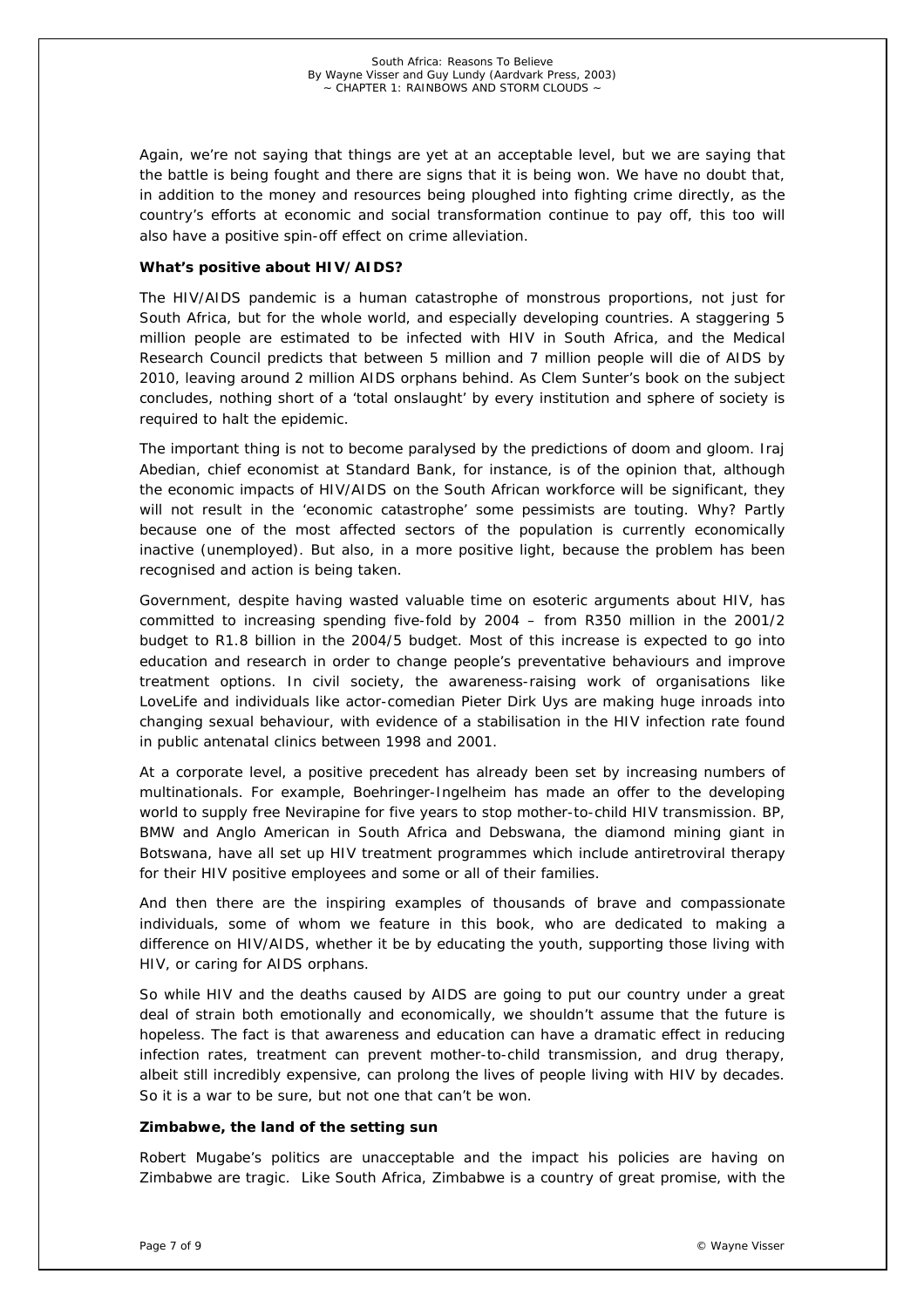Again, we're not saying that things are yet at an acceptable level, but we are saying that the battle is being fought and there are signs that it is being won. We have no doubt that, in addition to the money and resources being ploughed into fighting crime directly, as the country's efforts at economic and social transformation continue to pay off, this too will also have a positive spin-off effect on crime alleviation.

**What's positive about HIV/AIDS?**

The HIV/AIDS pandemic is a human catastrophe of monstrous proportions, not just for South Africa, but for the whole world, and especially developing countries. A staggering 5 million people are estimated to be infected with HIV in South Africa, and the Medical Research Council predicts that between 5 million and 7 million people will die of AIDS by 2010, leaving around 2 million AIDS orphans behind. As Clem Sunter's book on the subject concludes, nothing short of a 'total onslaught' by every institution and sphere of society is required to halt the epidemic.

The important thing is not to become paralysed by the predictions of doom and gloom. Iraj Abedian, chief economist at Standard Bank, for instance, is of the opinion that, although the economic impacts of HIV/AIDS on the South African workforce will be significant, they will not result in the 'economic catastrophe' some pessimists are touting. Why? Partly because one of the most affected sectors of the population is currently economically inactive (unemployed). But also, in a more positive light, because the problem has been recognised and action is being taken.

Government, despite having wasted valuable time on esoteric arguments about HIV, has committed to increasing spending five-fold by 2004 – from R350 million in the 2001/2 budget to R1.8 billion in the 2004/5 budget. Most of this increase is expected to go into education and research in order to change people's preventative behaviours and improve treatment options. In civil society, the awareness-raising work of organisations like LoveLife and individuals like actor-comedian Pieter Dirk Uys are making huge inroads into changing sexual behaviour, with evidence of a stabilisation in the HIV infection rate found in public antenatal clinics between 1998 and 2001.

At a corporate level, a positive precedent has already been set by increasing numbers of multinationals. For example, Boehringer-Ingelheim has made an offer to the developing world to supply free Nevirapine for five years to stop mother-to-child HIV transmission. BP, BMW and Anglo American in South Africa and Debswana, the diamond mining giant in Botswana, have all set up HIV treatment programmes which include antiretroviral therapy for their HIV positive employees and some or all of their families.

And then there are the inspiring examples of thousands of brave and compassionate individuals, some of whom we feature in this book, who are dedicated to making a difference on HIV/AIDS, whether it be by educating the youth, supporting those living with HIV, or caring for AIDS orphans.

So while HIV and the deaths caused by AIDS are going to put our country under a great deal of strain both emotionally and economically, we shouldn't assume that the future is hopeless. The fact is that awareness and education can have a dramatic effect in reducing infection rates, treatment can prevent mother-to-child transmission, and drug therapy, albeit still incredibly expensive, can prolong the lives of people living with HIV by decades. So it is a war to be sure, but not one that can't be won.

**Zimbabwe, the land of the setting sun**

Robert Mugabe's politics are unacceptable and the impact his policies are having on Zimbabwe are tragic. Like South Africa, Zimbabwe is a country of great promise, with the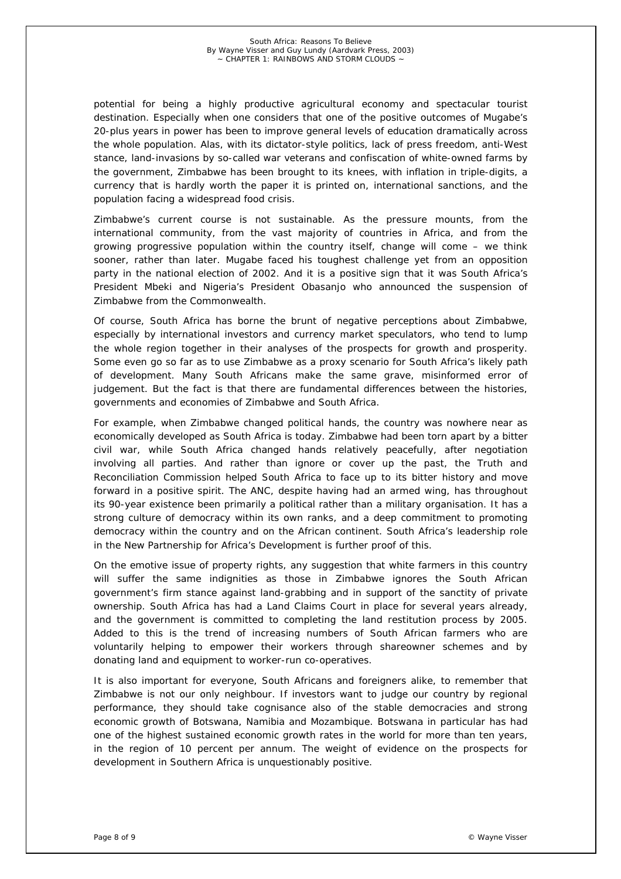potential for being a highly productive agricultural economy and spectacular tourist destination. Especially when one considers that one of the positive outcomes of Mugabe's 20-plus years in power has been to improve general levels of education dramatically across the whole population. Alas, with its dictator-style politics, lack of press freedom, anti-West stance, land-invasions by so-called war veterans and confiscation of white-owned farms by the government, Zimbabwe has been brought to its knees, with inflation in triple-digits, a currency that is hardly worth the paper it is printed on, international sanctions, and the population facing a widespread food crisis.

Zimbabwe's current course is not sustainable. As the pressure mounts, from the international community, from the vast majority of countries in Africa, and from the growing progressive population within the country itself, change will come – we think sooner, rather than later. Mugabe faced his toughest challenge yet from an opposition party in the national election of 2002. And it is a positive sign that it was South Africa's President Mbeki and Nigeria's President Obasanjo who announced the suspension of Zimbabwe from the Commonwealth.

Of course, South Africa has borne the brunt of negative perceptions about Zimbabwe, especially by international investors and currency market speculators, who tend to lump the whole region together in their analyses of the prospects for growth and prosperity. Some even go so far as to use Zimbabwe as a proxy scenario for South Africa's likely path of development. Many South Africans make the same grave, misinformed error of judgement. But the fact is that there are fundamental differences between the histories, governments and economies of Zimbabwe and South Africa.

For example, when Zimbabwe changed political hands, the country was nowhere near as economically developed as South Africa is today. Zimbabwe had been torn apart by a bitter civil war, while South Africa changed hands relatively peacefully, after negotiation involving all parties. And rather than ignore or cover up the past, the Truth and Reconciliation Commission helped South Africa to face up to its bitter history and move forward in a positive spirit. The ANC, despite having had an armed wing, has throughout its 90-year existence been primarily a political rather than a military organisation. It has a strong culture of democracy within its own ranks, and a deep commitment to promoting democracy within the country and on the African continent. South Africa's leadership role in the New Partnership for Africa's Development is further proof of this.

On the emotive issue of property rights, any suggestion that white farmers in this country will suffer the same indignities as those in Zimbabwe ignores the South African government's firm stance against land-grabbing and in support of the sanctity of private ownership. South Africa has had a Land Claims Court in place for several years already, and the government is committed to completing the land restitution process by 2005. Added to this is the trend of increasing numbers of South African farmers who are voluntarily helping to empower their workers through shareowner schemes and by donating land and equipment to worker-run co-operatives.

It is also important for everyone, South Africans and foreigners alike, to remember that Zimbabwe is not our only neighbour. If investors want to judge our country by regional performance, they should take cognisance also of the stable democracies and strong economic growth of Botswana, Namibia and Mozambique. Botswana in particular has had one of the highest sustained economic growth rates in the world for more than ten years, in the region of 10 percent per annum. The weight of evidence on the prospects for development in Southern Africa is unquestionably positive.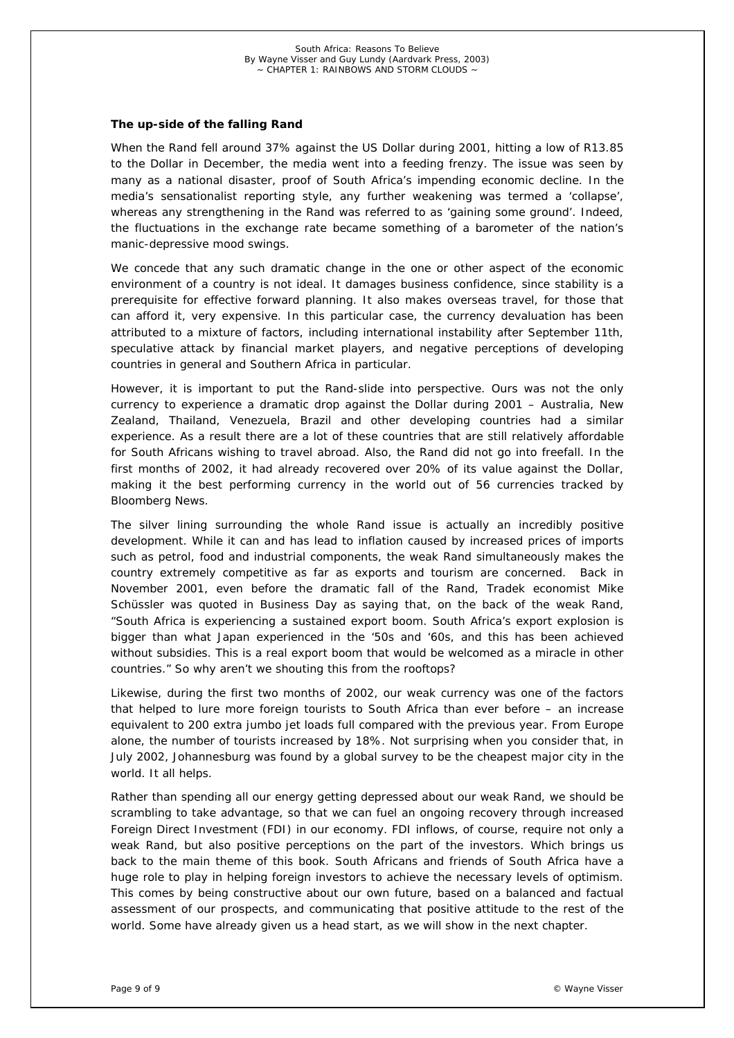**The up-side of the falling Rand**

When the Rand fell around 37% against the US Dollar during 2001, hitting a low of R13.85 to the Dollar in December, the media went into a feeding frenzy. The issue was seen by many as a national disaster, proof of South Africa's impending economic decline. In the media's sensationalist reporting style, any further weakening was termed a 'collapse', whereas any strengthening in the Rand was referred to as 'gaining some ground'. Indeed, the fluctuations in the exchange rate became something of a barometer of the nation's manic-depressive mood swings.

We concede that any such dramatic change in the one or other aspect of the economic environment of a country is not ideal. It damages business confidence, since stability is a prerequisite for effective forward planning. It also makes overseas travel, for those that can afford it, very expensive. In this particular case, the currency devaluation has been attributed to a mixture of factors, including international instability after September 11th, speculative attack by financial market players, and negative perceptions of developing countries in general and Southern Africa in particular.

However, it is important to put the Rand-slide into perspective. Ours was not the only currency to experience a dramatic drop against the Dollar during 2001 – Australia, New Zealand, Thailand, Venezuela, Brazil and other developing countries had a similar experience. As a result there are a lot of these countries that are still relatively affordable for South Africans wishing to travel abroad. Also, the Rand did not go into freefall. In the first months of 2002, it had already recovered over 20% of its value against the Dollar, making it the best performing currency in the world out of 56 currencies tracked by Bloomberg News.

The silver lining surrounding the whole Rand issue is actually an incredibly positive development. While it can and has lead to inflation caused by increased prices of imports such as petrol, food and industrial components, the weak Rand simultaneously makes the country extremely competitive as far as exports and tourism are concerned. Back in November 2001, even before the dramatic fall of the Rand, Tradek economist Mike Schüssler was quoted in Business Day as saying that, on the back of the weak Rand, "South Africa is experiencing a sustained export boom. South Africa's export explosion is bigger than what Japan experienced in the '50s and '60s, and this has been achieved without subsidies. This is a real export boom that would be welcomed as a miracle in other countries." So why aren't we shouting this from the rooftops?

Likewise, during the first two months of 2002, our weak currency was one of the factors that helped to lure more foreign tourists to South Africa than ever before – an increase equivalent to 200 extra jumbo jet loads full compared with the previous year. From Europe alone, the number of tourists increased by 18%. Not surprising when you consider that, in July 2002, Johannesburg was found by a global survey to be the cheapest major city in the world. It all helps.

Rather than spending all our energy getting depressed about our weak Rand, we should be scrambling to take advantage, so that we can fuel an ongoing recovery through increased Foreign Direct Investment (FDI) in our economy. FDI inflows, of course, require not only a weak Rand, but also positive perceptions on the part of the investors. Which brings us back to the main theme of this book. South Africans and friends of South Africa have a huge role to play in helping foreign investors to achieve the necessary levels of optimism. This comes by being constructive about our own future, based on a balanced and factual assessment of our prospects, and communicating that positive attitude to the rest of the world. Some have already given us a head start, as we will show in the next chapter.